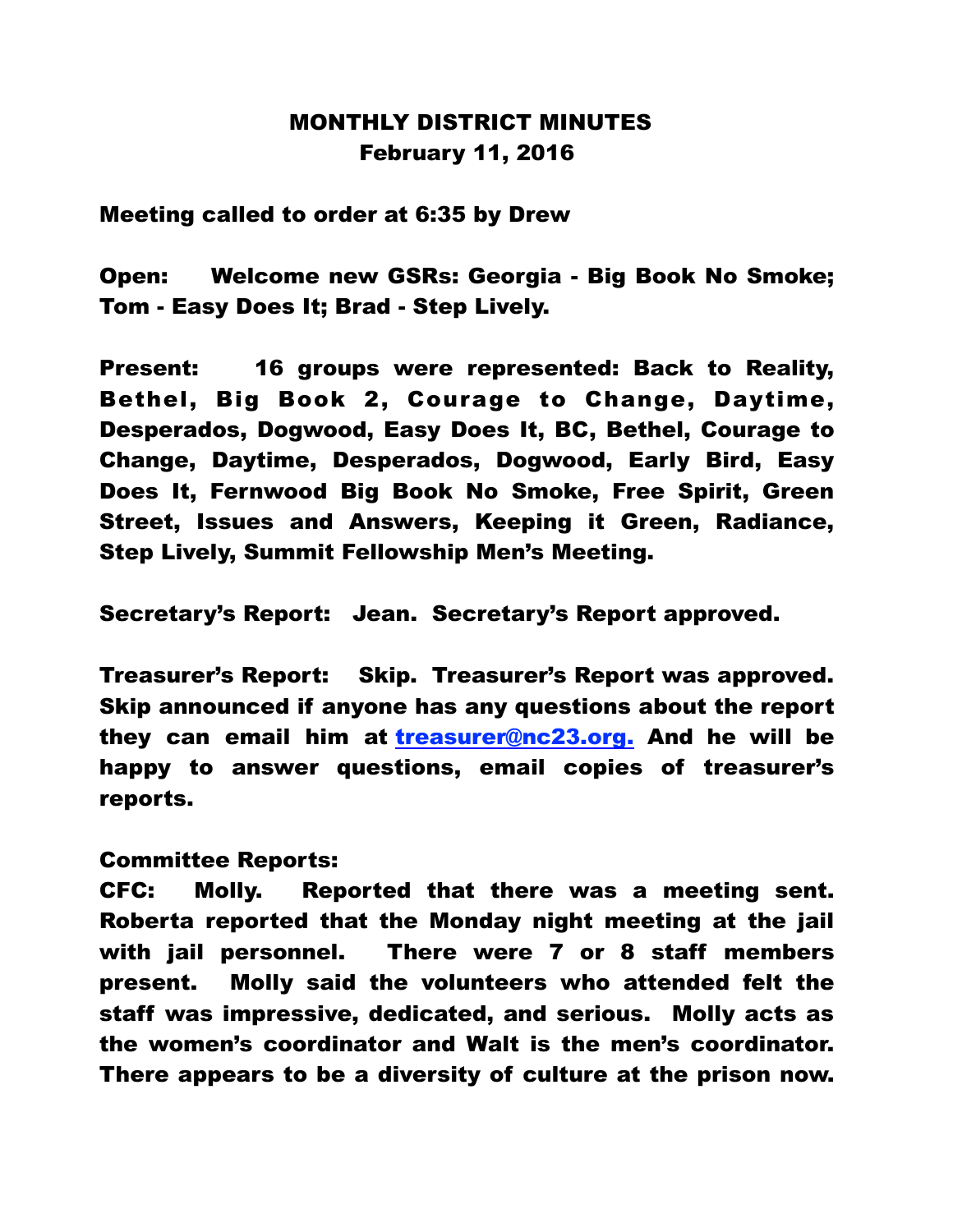# MONTHLY DISTRICT MINUTES
## February 11, 2016

**Meeting called to order at 6:35 by Drew**

**Open:** Welcome new GSRs: Georgia - Big Book No Smoke; Tom - Easy Does It; Brad - Step Lively.

**Present:** 16 groups were represented: Back to Reality, Bethel, Big Book 2, Courage to Change, Daytime, Desperados, Dogwood, Easy Does It, BC, Bethel, Courage to Change, Daytime, Desperados, Dogwood, Early Bird, Easy Does It, Fernwood Big Book No Smoke, Free Spirit, Green Street, Issues and Answers, Keeping it Green, Radiance, Step Lively, Summit Fellowship Men's Meeting.

**Secretary's Report:** Jean. Secretary's Report approved.

**Treasurer's Report:** Skip. Treasurer's Report was approved. Skip announced if anyone has any questions about the report they can email him at treasurer@nc23.org. And he will be happy to answer questions, email copies of treasurer's reports.

**Committee Reports:**

CFC: Molly. Reported that there was a meeting sent. Roberta reported that the Monday night meeting at the jail with jail personnel. There were 7 or 8 staff members present. Molly said the volunteers who attended felt the staff was impressive, dedicated, and serious. Molly acts as the women's coordinator and Walt is the men's coordinator. There appears to be a diversity of culture at the prison now.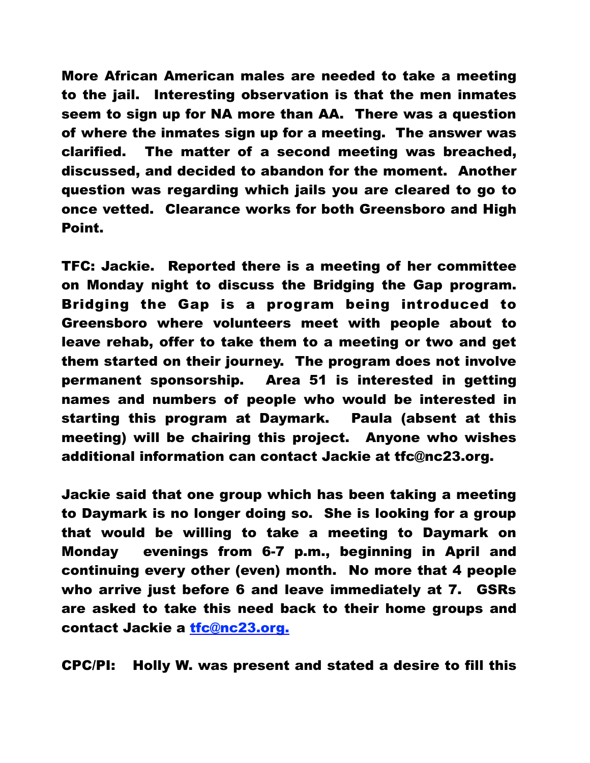**More African American males are needed to take a meeting to the jail. Interesting observation is that the men inmates seem to sign up for NA more than AA. There was a question of where the inmates sign up for a meeting. The answer was clarified. The matter of a second meeting was breached, discussed, and decided to abandon for the moment. Another question was regarding which jails you are cleared to go to once vetted. Clearance works for both Greensboro and High Point.**

**TFC: Jackie. Reported there is a meeting of her committee on Monday night to discuss the Bridging the Gap program. Bridging the Gap is a program being introduced to Greensboro where volunteers meet with people about to leave rehab, offer to take them to a meeting or two and get them started on their journey. The program does not involve permanent sponsorship. Area 51 is interested in getting names and numbers of people who would be interested in starting this program at Daymark. Paula (absent at this meeting) will be chairing this project. Anyone who wishes additional information can contact Jackie at tfc@nc23.org.**

**Jackie said that one group which has been taking a meeting to Daymark is no longer doing so. She is looking for a group that would be willing to take a meeting to Daymark on Monday evenings from 6-7 p.m., beginning in April and continuing every other (even) month. No more that 4 people who arrive just before 6 and leave immediately at 7. GSRs are asked to take this need back to their home groups and contact Jackie a [tfc@nc23.org.](mailto:tfc@nc23.org)**

**CPC/PI: Holly W. was present and stated a desire to fill this**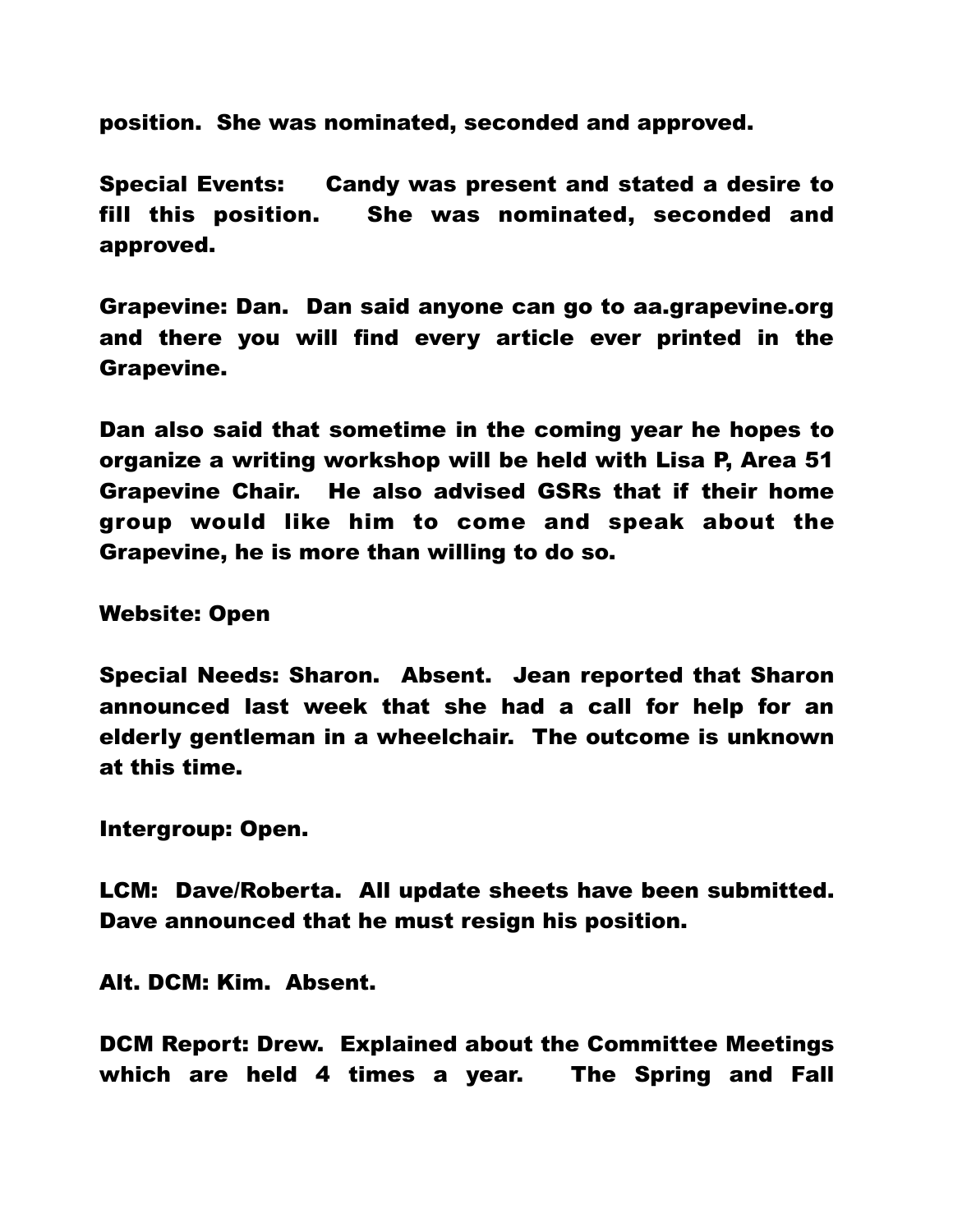**position. She was nominated, seconded and approved.**

**Special Events: Candy was present and stated a desire to fill this position. She was nominated, seconded and approved.**

**Grapevine: Dan. Dan said anyone can go to aa.grapevine.org and there you will find every article ever printed in the Grapevine.**

**Dan also said that sometime in the coming year he hopes to organize a writing workshop will be held with Lisa P, Area 51 Grapevine Chair. He also advised GSRs that if their home group would like him to come and speak about the Grapevine, he is more than willing to do so.**

**Website: Open**

**Special Needs: Sharon. Absent. Jean reported that Sharon announced last week that she had a call for help for an elderly gentleman in a wheelchair. The outcome is unknown at this time.**

**Intergroup: Open.**

**LCM: Dave/Roberta. All update sheets have been submitted. Dave announced that he must resign his position.**

**Alt. DCM: Kim. Absent.**

**DCM Report: Drew. Explained about the Committee Meetings which are held 4 times a year. The Spring and Fall**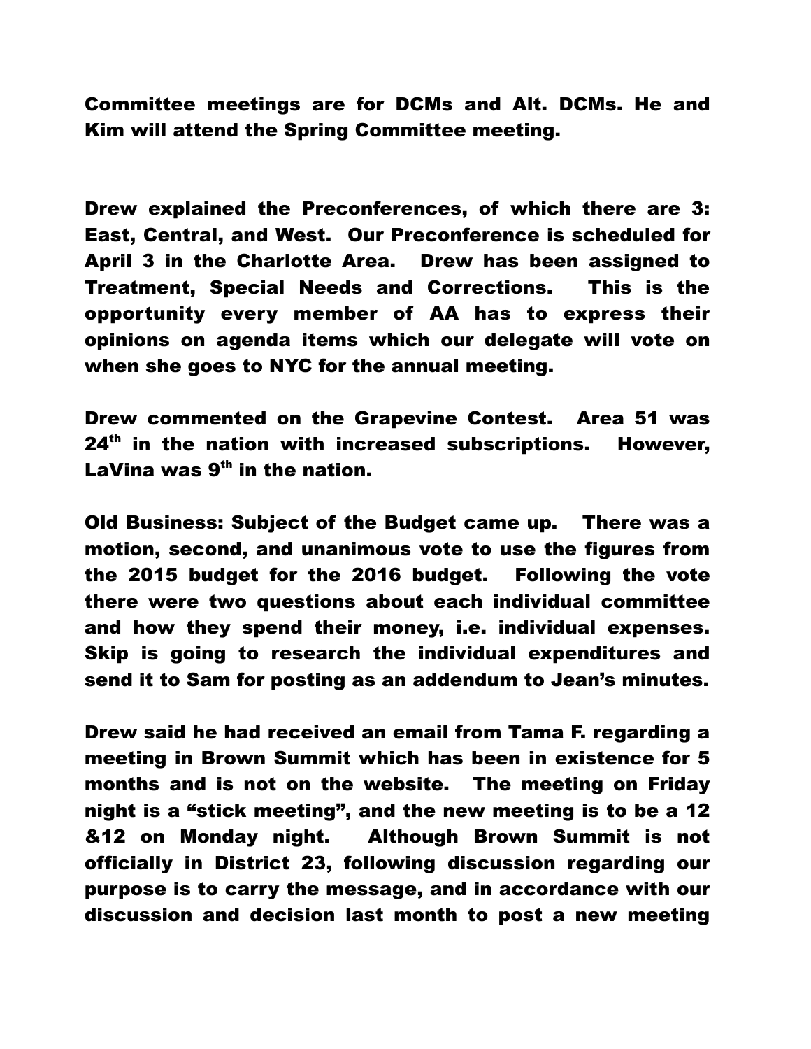Committee meetings are for DCMs and Alt. DCMs. He and Kim will attend the Spring Committee meeting.

Drew explained the Preconferences, of which there are 3: East, Central, and West. Our Preconference is scheduled for April 3 in the Charlotte Area. Drew has been assigned to Treatment, Special Needs and Corrections. This is the opportunity every member of AA has to express their opinions on agenda items which our delegate will vote on when she goes to NYC for the annual meeting.

Drew commented on the Grapevine Contest. Area 51 was 24th in the nation with increased subscriptions. However, LaVina was 9th in the nation.

Old Business: Subject of the Budget came up. There was a motion, second, and unanimous vote to use the figures from the 2015 budget for the 2016 budget. Following the vote there were two questions about each individual committee and how they spend their money, i.e. individual expenses. Skip is going to research the individual expenditures and send it to Sam for posting as an addendum to Jean's minutes.

Drew said he had received an email from Tama F. regarding a meeting in Brown Summit which has been in existence for 5 months and is not on the website. The meeting on Friday night is a "stick meeting", and the new meeting is to be a 12 &12 on Monday night. Although Brown Summit is not officially in District 23, following discussion regarding our purpose is to carry the message, and in accordance with our discussion and decision last month to post a new meeting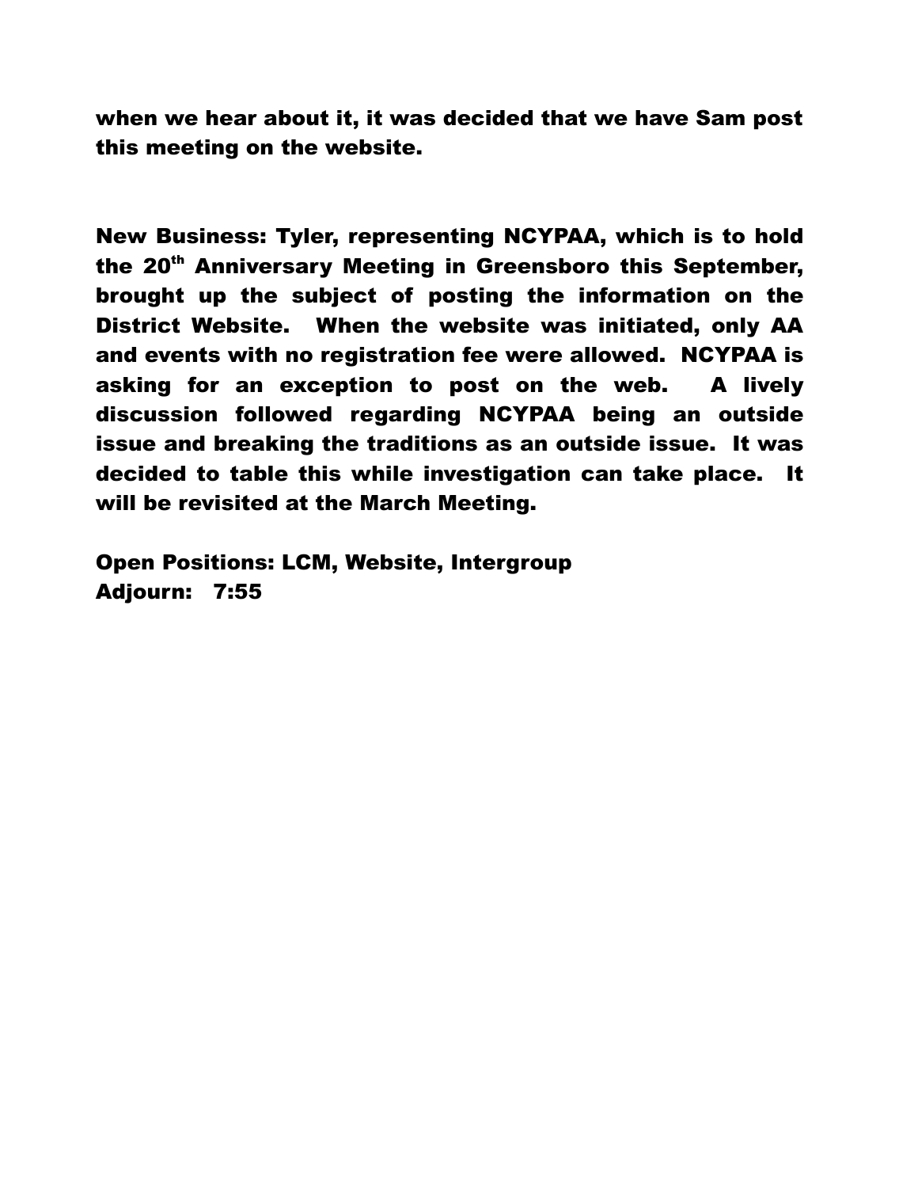**when we hear about it, it was decided that we have Sam post this meeting on the website.**

**New Business: Tyler, representing NCYPAA, which is to hold the 20th Anniversary Meeting in Greensboro this September, brought up the subject of posting the information on the District Website. When the website was initiated, only AA and events with no registration fee were allowed. NCYPAA is asking for an exception to post on the web. A lively discussion followed regarding NCYPAA being an outside issue and breaking the traditions as an outside issue. It was decided to table this while investigation can take place. It will be revisited at the March Meeting.**

**Open Positions: LCM, Website, Intergroup**
**Adjourn: 7:55**